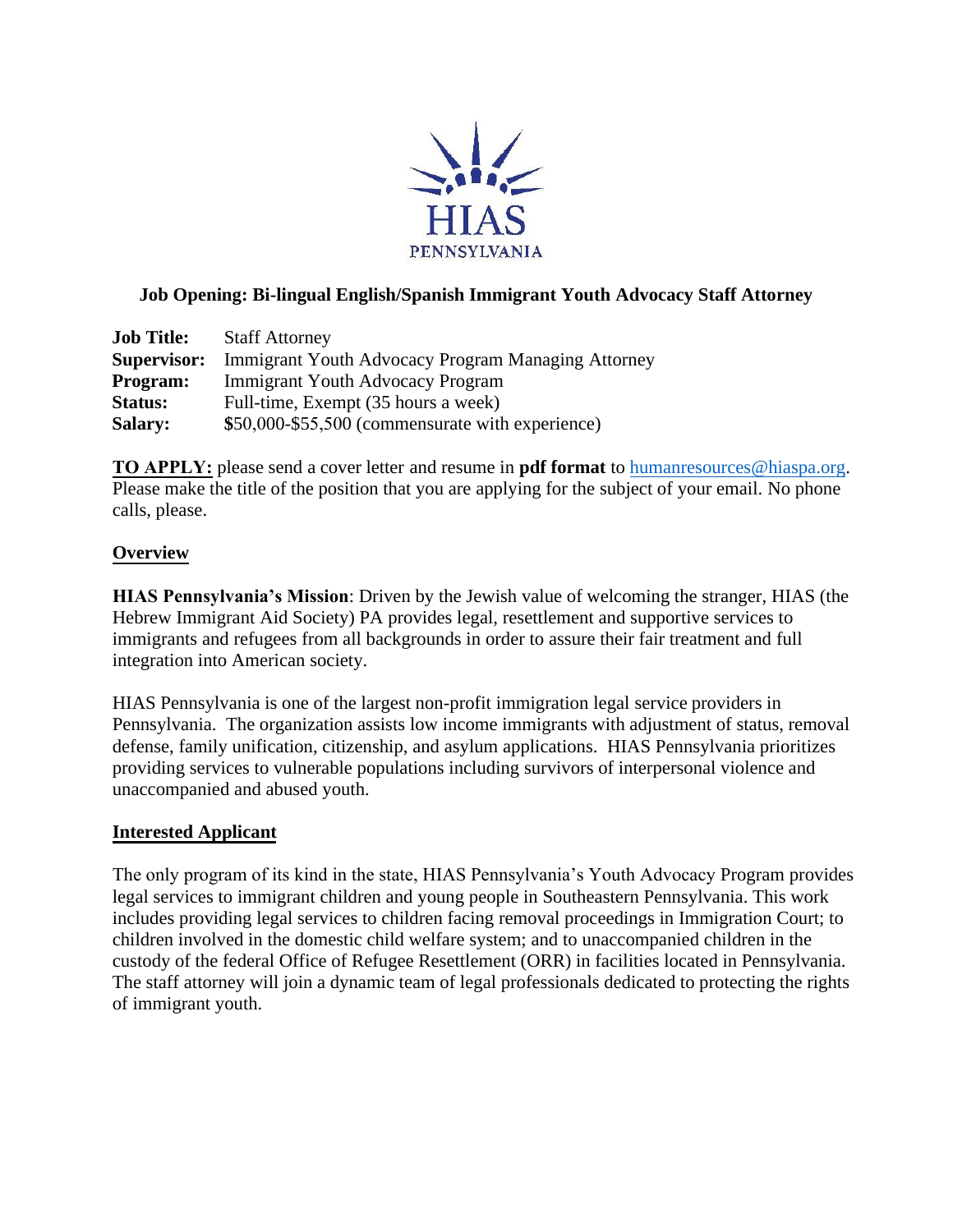HIAS

PENNSYLVANIA

**Job Opening: Bi-lingual English/Spanish Immigrant Youth Advocacy Staff Attorney**

**Job Title:** Staff Attorney
**Supervisor:** Immigrant Youth Advocacy Program Managing Attorney
**Program:** Immigrant Youth Advocacy Program
**Status:** Full-time, Exempt (35 hours a week)
**Salary:** **$**50,000-$55,500 (commensurate with experience)

**TO APPLY:** please send a cover letter and resume in **pdf format** to humanresources@hiaspa.org. Please make the title of the position that you are applying for the subject of your email. No phone calls, please.

## Overview

**HIAS Pennsylvania's Mission**: Driven by the Jewish value of welcoming the stranger, HIAS (the Hebrew Immigrant Aid Society) PA provides legal, resettlement and supportive services to immigrants and refugees from all backgrounds in order to assure their fair treatment and full integration into American society.

HIAS Pennsylvania is one of the largest non-profit immigration legal service providers in Pennsylvania. The organization assists low income immigrants with adjustment of status, removal defense, family unification, citizenship, and asylum applications. HIAS Pennsylvania prioritizes providing services to vulnerable populations including survivors of interpersonal violence and unaccompanied and abused youth.

## Interested Applicant

The only program of its kind in the state, HIAS Pennsylvania's Youth Advocacy Program provides legal services to immigrant children and young people in Southeastern Pennsylvania. This work includes providing legal services to children facing removal proceedings in Immigration Court; to children involved in the domestic child welfare system; and to unaccompanied children in the custody of the federal Office of Refugee Resettlement (ORR) in facilities located in Pennsylvania. The staff attorney will join a dynamic team of legal professionals dedicated to protecting the rights of immigrant youth.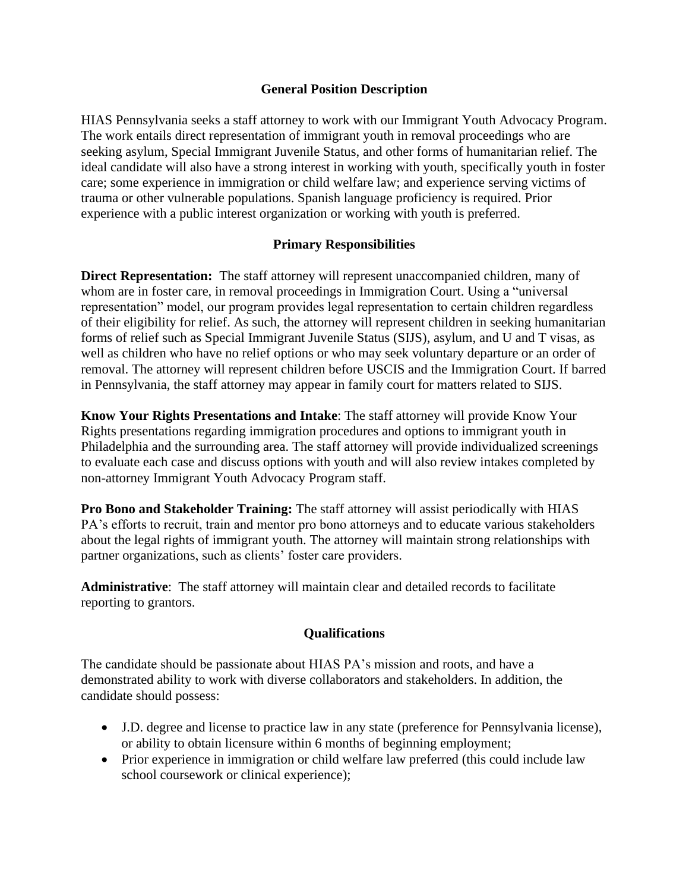## General Position Description

HIAS Pennsylvania seeks a staff attorney to work with our Immigrant Youth Advocacy Program. The work entails direct representation of immigrant youth in removal proceedings who are seeking asylum, Special Immigrant Juvenile Status, and other forms of humanitarian relief. The ideal candidate will also have a strong interest in working with youth, specifically youth in foster care; some experience in immigration or child welfare law; and experience serving victims of trauma or other vulnerable populations. Spanish language proficiency is required. Prior experience with a public interest organization or working with youth is preferred.

## Primary Responsibilities

**Direct Representation:** The staff attorney will represent unaccompanied children, many of whom are in foster care, in removal proceedings in Immigration Court. Using a "universal representation" model, our program provides legal representation to certain children regardless of their eligibility for relief. As such, the attorney will represent children in seeking humanitarian forms of relief such as Special Immigrant Juvenile Status (SIJS), asylum, and U and T visas, as well as children who have no relief options or who may seek voluntary departure or an order of removal. The attorney will represent children before USCIS and the Immigration Court. If barred in Pennsylvania, the staff attorney may appear in family court for matters related to SIJS.

**Know Your Rights Presentations and Intake**: The staff attorney will provide Know Your Rights presentations regarding immigration procedures and options to immigrant youth in Philadelphia and the surrounding area. The staff attorney will provide individualized screenings to evaluate each case and discuss options with youth and will also review intakes completed by non-attorney Immigrant Youth Advocacy Program staff.

**Pro Bono and Stakeholder Training:** The staff attorney will assist periodically with HIAS PA's efforts to recruit, train and mentor pro bono attorneys and to educate various stakeholders about the legal rights of immigrant youth. The attorney will maintain strong relationships with partner organizations, such as clients' foster care providers.

**Administrative**: The staff attorney will maintain clear and detailed records to facilitate reporting to grantors.

## Qualifications

The candidate should be passionate about HIAS PA's mission and roots, and have a demonstrated ability to work with diverse collaborators and stakeholders. In addition, the candidate should possess:

- J.D. degree and license to practice law in any state (preference for Pennsylvania license), or ability to obtain licensure within 6 months of beginning employment;
- Prior experience in immigration or child welfare law preferred (this could include law school coursework or clinical experience);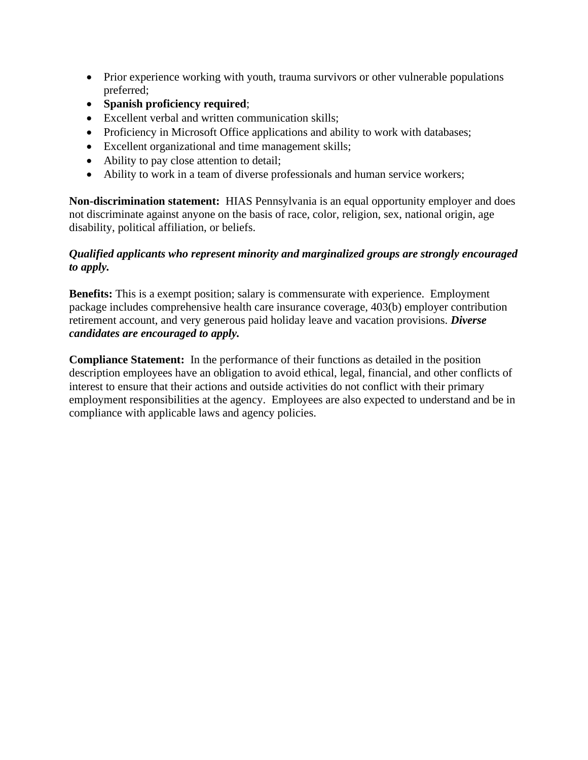- Prior experience working with youth, trauma survivors or other vulnerable populations preferred;
- **Spanish proficiency required**;
- Excellent verbal and written communication skills;
- Proficiency in Microsoft Office applications and ability to work with databases;
- Excellent organizational and time management skills;
- Ability to pay close attention to detail;
- Ability to work in a team of diverse professionals and human service workers;

**Non-discrimination statement:** HIAS Pennsylvania is an equal opportunity employer and does not discriminate against anyone on the basis of race, color, religion, sex, national origin, age disability, political affiliation, or beliefs.

***Qualified applicants who represent minority and marginalized groups are strongly encouraged to apply.***

**Benefits:** This is a exempt position; salary is commensurate with experience. Employment package includes comprehensive health care insurance coverage, 403(b) employer contribution retirement account, and very generous paid holiday leave and vacation provisions. ***Diverse candidates are encouraged to apply.***

**Compliance Statement:** In the performance of their functions as detailed in the position description employees have an obligation to avoid ethical, legal, financial, and other conflicts of interest to ensure that their actions and outside activities do not conflict with their primary employment responsibilities at the agency. Employees are also expected to understand and be in compliance with applicable laws and agency policies.